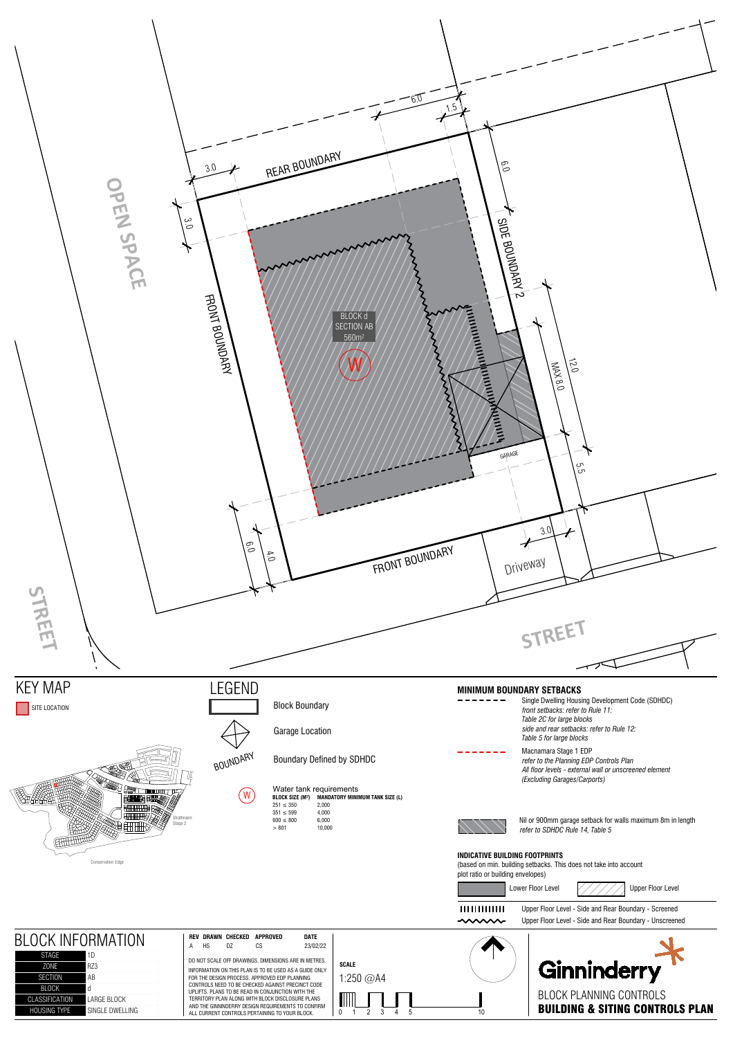OPEN SPACE

REAR BOUNDARY

FRONT BOUNDARY

SIDE BOUNDARY 2

BLOCK d
SECTION AB
560m²

W

GARAGE

MAX 8.0

FRONT BOUNDARY

Driveway

STREET

STREET

6.0 1.5 3.0 3.0 6.0 12.0 5.5 3.0 6.0 4.0

# KEY MAP

SITE LOCATION

Strathnairn Stage 2

Conservation Edge

# LEGEND

Block Boundary

Garage Location

BOUNDARY — Boundary Defined by SDHDC

W — Water tank requirements

| BLOCK SIZE (M²) | MANDATORY MINIMUM TANK SIZE (L) |
|---|---|
| 251 ≤ 350 | 2,000 |
| 351 ≤ 599 | 4,000 |
| 600 ≤ 800 | 6,000 |
| > 801 | 10,000 |

**MINIMUM BOUNDARY SETBACKS**

Single Dwelling Housing Development Code (SDHDC)
*front setbacks: refer to Rule 11: Table 2C for large blocks*
*side and rear setbacks: refer to Rule 12: Table 5 for large blocks*

Macnamara Stage 1 EDP
*refer to the Planning EDP Controls Plan*
*All floor levels - external wall or unscreened element (Excluding Garages/Carports)*

Nil or 900mm garage setback for walls maximum 8m in length
*refer to SDHDC Rule 14, Table 5*

**INDICATIVE BUILDING FOOTPRINTS**
(based on min. building setbacks. This does not take into account plot ratio or building envelopes)

Lower Floor Level

Upper Floor Level

Upper Floor Level - Side and Rear Boundary - Screened

Upper Floor Level - Side and Rear Boundary - Unscreened

# BLOCK INFORMATION

| | |
|---|---|
| STAGE | 1D |
| ZONE | RZ3 |
| SECTION | AB |
| BLOCK | d |
| CLASSIFICATION | LARGE BLOCK |
| HOUSING TYPE | SINGLE DWELLING |

| REV | DRAWN | CHECKED | APPROVED | DATE |
|---|---|---|---|---|
| A | HS | DZ | CS | 23/02/22 |

DO NOT SCALE OFF DRAWINGS. DIMENSIONS ARE IN METRES.
INFORMATION ON THIS PLAN IS TO BE USED AS A GUIDE ONLY FOR THE DESIGN PROCESS. APPROVED EDP PLANNING CONTROLS NEED TO BE CHECKED AGAINST PRECINCT CODE UPLIFTS. PLANS TO BE READ IN CONJUNCTION WITH THE TERRITORY PLAN ALONG WITH BLOCK DISCLOSURE PLANS AND THE GINNINDERRY DESIGN REQUIREMENTS TO CONFIRM ALL CURRENT CONTROLS PERTAINING TO YOUR BLOCK.

**SCALE**
1:250 @A4

0 1 2 3 4 5 10

Ginninderry

BLOCK PLANNING CONTROLS
**BUILDING & SITING CONTROLS PLAN**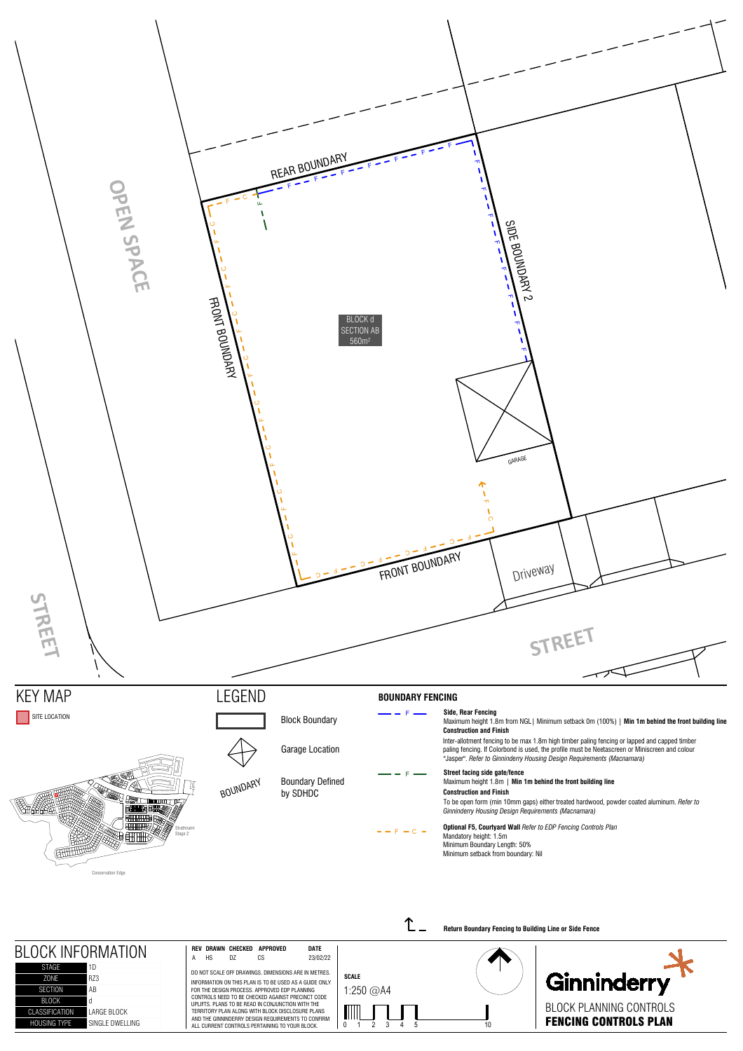OPEN SPACE

REAR BOUNDARY

FRONT BOUNDARY

SIDE BOUNDARY 2

BLOCK d
SECTION AB
560m²

GARAGE

FRONT BOUNDARY

Driveway

STREET

STREET

## KEY MAP

SITE LOCATION

Strathnairn Stage 2

Conservation Edge

## LEGEND

Block Boundary

Garage Location

BOUNDARY — Boundary Defined by SDHDC

## BOUNDARY FENCING

**Side, Rear Fencing**
Maximum height 1.8m from NGL | Minimum setback 0m (100%) | **Min 1m behind the front building line**
**Construction and Finish**
Inter-allotment fencing to be max 1.8m high timber paling fencing or lapped and capped timber paling fencing. If Colorbond is used, the profile must be Neetascreen or Miniscreen and colour "Jasper". *Refer to Ginninderry Housing Design Requirements (Macnamara)*

**Street facing side gate/fence**
Maximum height 1.8m | **Min 1m behind the front building line**
**Construction and Finish**
To be open form (min 10mm gaps) either treated hardwood, powder coated aluminum. *Refer to Ginninderry Housing Design Requirements (Macnamara)*

**Optional F5, Courtyard Wall** *Refer to EDP Fencing Controls Plan*
Mandatory height: 1.5m
Minimum Boundary Length: 50%
Minimum setback from boundary: Nil

**Return Boundary Fencing to Building Line or Side Fence**

## BLOCK INFORMATION

| | |
|---|---|
| STAGE | 1D |
| ZONE | RZ3 |
| SECTION | AB |
| BLOCK | d |
| CLASSIFICATION | LARGE BLOCK |
| HOUSING TYPE | SINGLE DWELLING |

| REV | DRAWN | CHECKED | APPROVED | DATE |
|---|---|---|---|---|
| A | HS | DZ | CS | 23/02/22 |

DO NOT SCALE OFF DRAWINGS. DIMENSIONS ARE IN METRES.
INFORMATION ON THIS PLAN IS TO BE USED AS A GUIDE ONLY FOR THE DESIGN PROCESS. APPROVED EDP PLANNING CONTROLS NEED TO BE CHECKED AGAINST PRECINCT CODE UPLIFTS. PLANS TO BE READ IN CONJUNCTION WITH THE TERRITORY PLAN ALONG WITH BLOCK DISCLOSURE PLANS AND THE GINNINDERRY DESIGN REQUIREMENTS TO CONFIRM ALL CURRENT CONTROLS PERTAINING TO YOUR BLOCK.

**SCALE**
1:250 @A4

0 1 2 3 4 5 10

Ginninderry

BLOCK PLANNING CONTROLS
**FENCING CONTROLS PLAN**